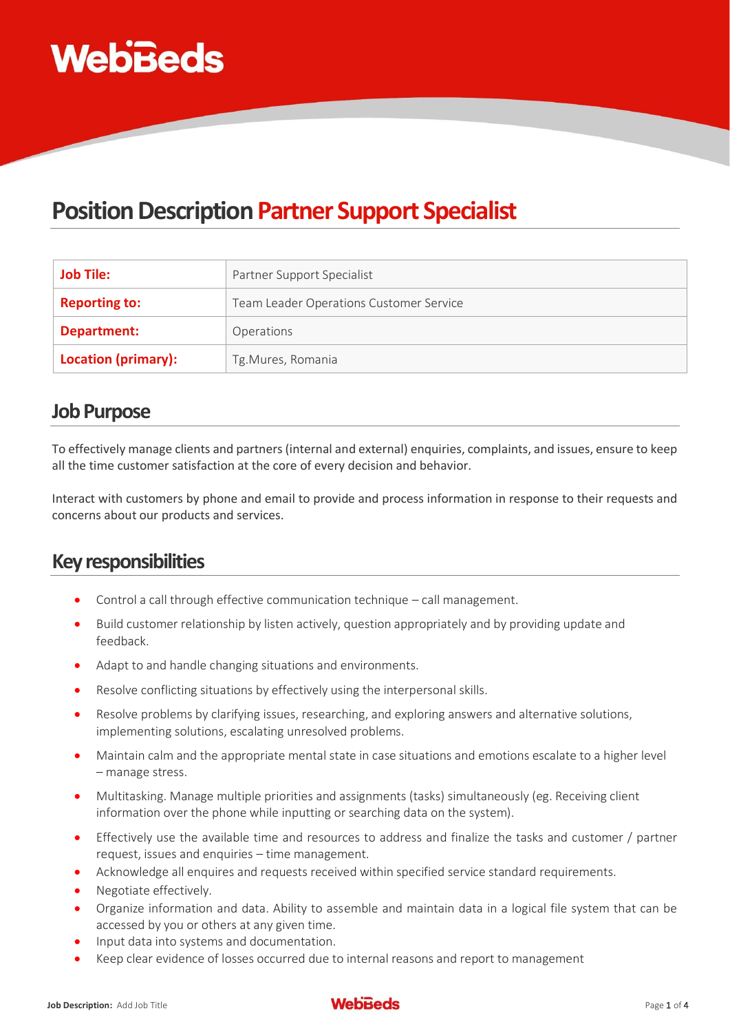# Position Description Partner Support Specialist

| Job Tile: | Partner Support Specialist |
|---|---|
| Reporting to: | Team Leader Operations Customer Service |
| Department: | Operations |
| Location (primary): | Tg.Mures, Romania |

## Job Purpose

To effectively manage clients and partners (internal and external) enquiries, complaints, and issues, ensure to keep all the time customer satisfaction at the core of every decision and behavior.

Interact with customers by phone and email to provide and process information in response to their requests and concerns about our products and services.

## Key responsibilities

- Control a call through effective communication technique – call management.
- Build customer relationship by listen actively, question appropriately and by providing update and feedback.
- Adapt to and handle changing situations and environments.
- Resolve conflicting situations by effectively using the interpersonal skills.
- Resolve problems by clarifying issues, researching, and exploring answers and alternative solutions, implementing solutions, escalating unresolved problems.
- Maintain calm and the appropriate mental state in case situations and emotions escalate to a higher level – manage stress.
- Multitasking. Manage multiple priorities and assignments (tasks) simultaneously (eg. Receiving client information over the phone while inputting or searching data on the system).
- Effectively use the available time and resources to address and finalize the tasks and customer / partner request, issues and enquiries – time management.
- Acknowledge all enquires and requests received within specified service standard requirements.
- Negotiate effectively.
- Organize information and data. Ability to assemble and maintain data in a logical file system that can be accessed by you or others at any given time.
- Input data into systems and documentation.
- Keep clear evidence of losses occurred due to internal reasons and report to management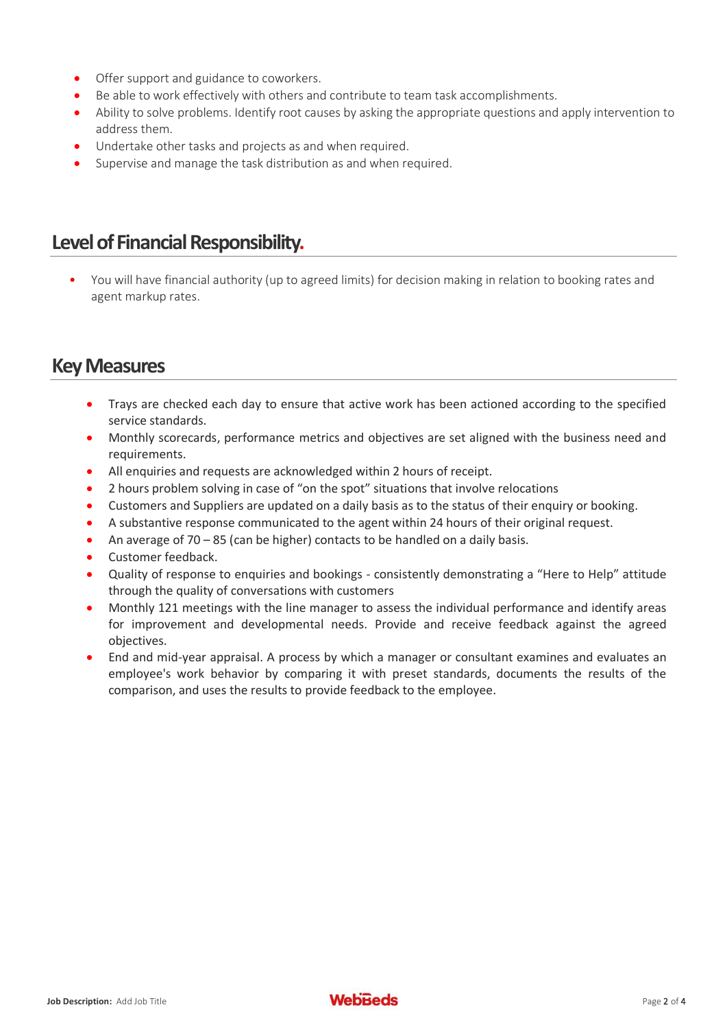- Offer support and guidance to coworkers.
- Be able to work effectively with others and contribute to team task accomplishments.
- Ability to solve problems. Identify root causes by asking the appropriate questions and apply intervention to address them.
- Undertake other tasks and projects as and when required.
- Supervise and manage the task distribution as and when required.

## Level of Financial Responsibility.

- You will have financial authority (up to agreed limits) for decision making in relation to booking rates and agent markup rates.

## Key Measures

- Trays are checked each day to ensure that active work has been actioned according to the specified service standards.
- Monthly scorecards, performance metrics and objectives are set aligned with the business need and requirements.
- All enquiries and requests are acknowledged within 2 hours of receipt.
- 2 hours problem solving in case of "on the spot" situations that involve relocations
- Customers and Suppliers are updated on a daily basis as to the status of their enquiry or booking.
- A substantive response communicated to the agent within 24 hours of their original request.
- An average of 70 – 85 (can be higher) contacts to be handled on a daily basis.
- Customer feedback.
- Quality of response to enquiries and bookings - consistently demonstrating a "Here to Help" attitude through the quality of conversations with customers
- Monthly 121 meetings with the line manager to assess the individual performance and identify areas for improvement and developmental needs. Provide and receive feedback against the agreed objectives.
- End and mid-year appraisal. A process by which a manager or consultant examines and evaluates an employee's work behavior by comparing it with preset standards, documents the results of the comparison, and uses the results to provide feedback to the employee.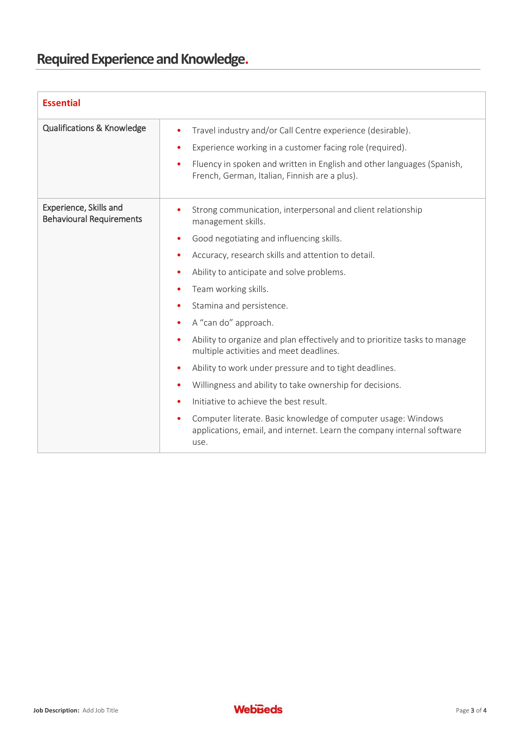# Required Experience and Knowledge.

| Essential | |
|---|---|
| Qualifications & Knowledge | • Travel industry and/or Call Centre experience (desirable).<br>• Experience working in a customer facing role (required).<br>• Fluency in spoken and written in English and other languages (Spanish, French, German, Italian, Finnish are a plus). |
| Experience, Skills and Behavioural Requirements | • Strong communication, interpersonal and client relationship management skills.<br>• Good negotiating and influencing skills.<br>• Accuracy, research skills and attention to detail.<br>• Ability to anticipate and solve problems.<br>• Team working skills.<br>• Stamina and persistence.<br>• A "can do" approach.<br>• Ability to organize and plan effectively and to prioritize tasks to manage multiple activities and meet deadlines.<br>• Ability to work under pressure and to tight deadlines.<br>• Willingness and ability to take ownership for decisions.<br>• Initiative to achieve the best result.<br>• Computer literate. Basic knowledge of computer usage: Windows applications, email, and internet. Learn the company internal software use. |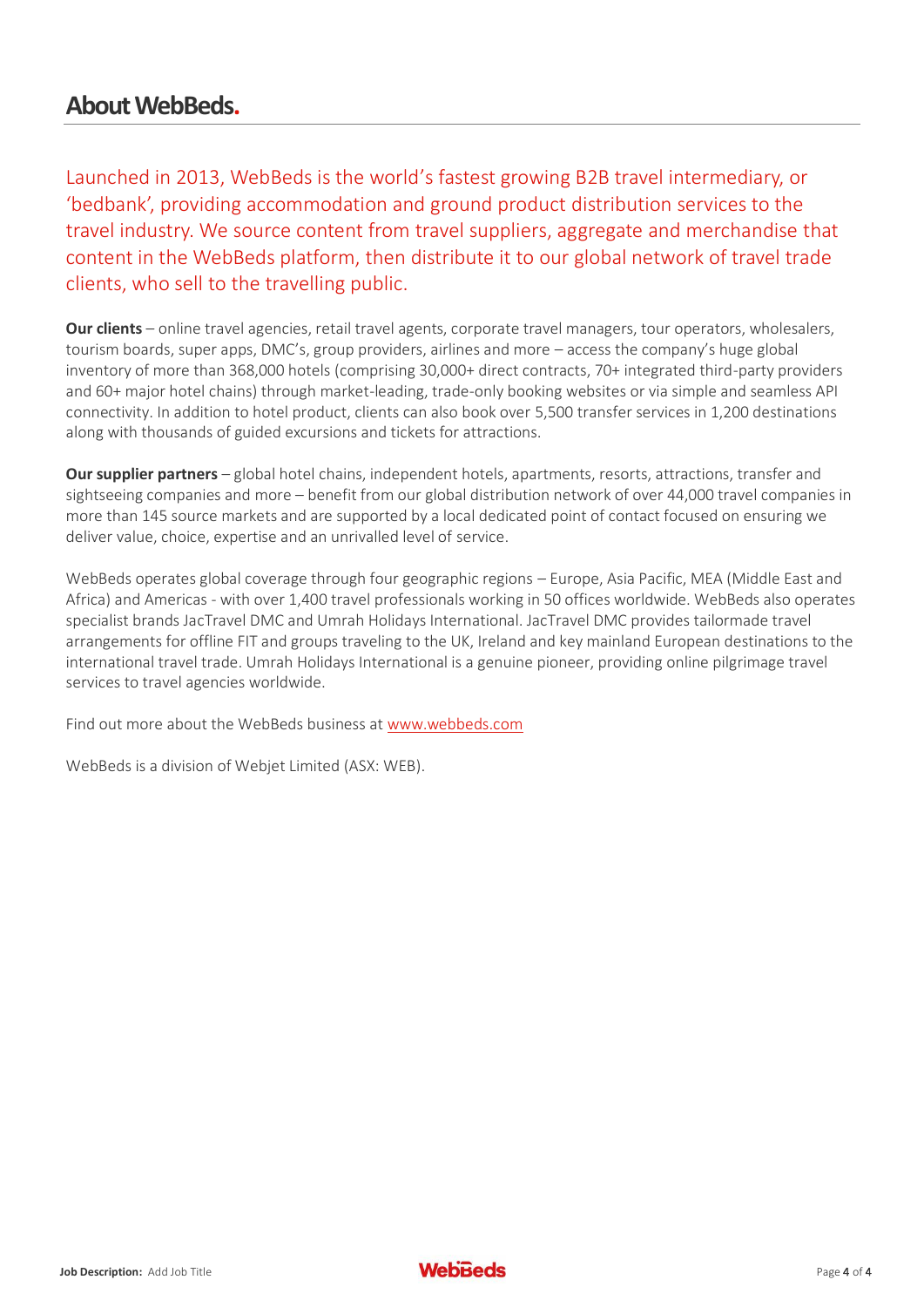# About WebBeds.

Launched in 2013, WebBeds is the world's fastest growing B2B travel intermediary, or 'bedbank', providing accommodation and ground product distribution services to the travel industry. We source content from travel suppliers, aggregate and merchandise that content in the WebBeds platform, then distribute it to our global network of travel trade clients, who sell to the travelling public.

**Our clients** – online travel agencies, retail travel agents, corporate travel managers, tour operators, wholesalers, tourism boards, super apps, DMC's, group providers, airlines and more – access the company's huge global inventory of more than 368,000 hotels (comprising 30,000+ direct contracts, 70+ integrated third-party providers and 60+ major hotel chains) through market-leading, trade-only booking websites or via simple and seamless API connectivity. In addition to hotel product, clients can also book over 5,500 transfer services in 1,200 destinations along with thousands of guided excursions and tickets for attractions.

**Our supplier partners** – global hotel chains, independent hotels, apartments, resorts, attractions, transfer and sightseeing companies and more – benefit from our global distribution network of over 44,000 travel companies in more than 145 source markets and are supported by a local dedicated point of contact focused on ensuring we deliver value, choice, expertise and an unrivalled level of service.

WebBeds operates global coverage through four geographic regions – Europe, Asia Pacific, MEA (Middle East and Africa) and Americas - with over 1,400 travel professionals working in 50 offices worldwide. WebBeds also operates specialist brands JacTravel DMC and Umrah Holidays International. JacTravel DMC provides tailormade travel arrangements for offline FIT and groups traveling to the UK, Ireland and key mainland European destinations to the international travel trade. Umrah Holidays International is a genuine pioneer, providing online pilgrimage travel services to travel agencies worldwide.

Find out more about the WebBeds business at [www.webbeds.com](http://www.webbeds.com)

WebBeds is a division of Webjet Limited (ASX: WEB).